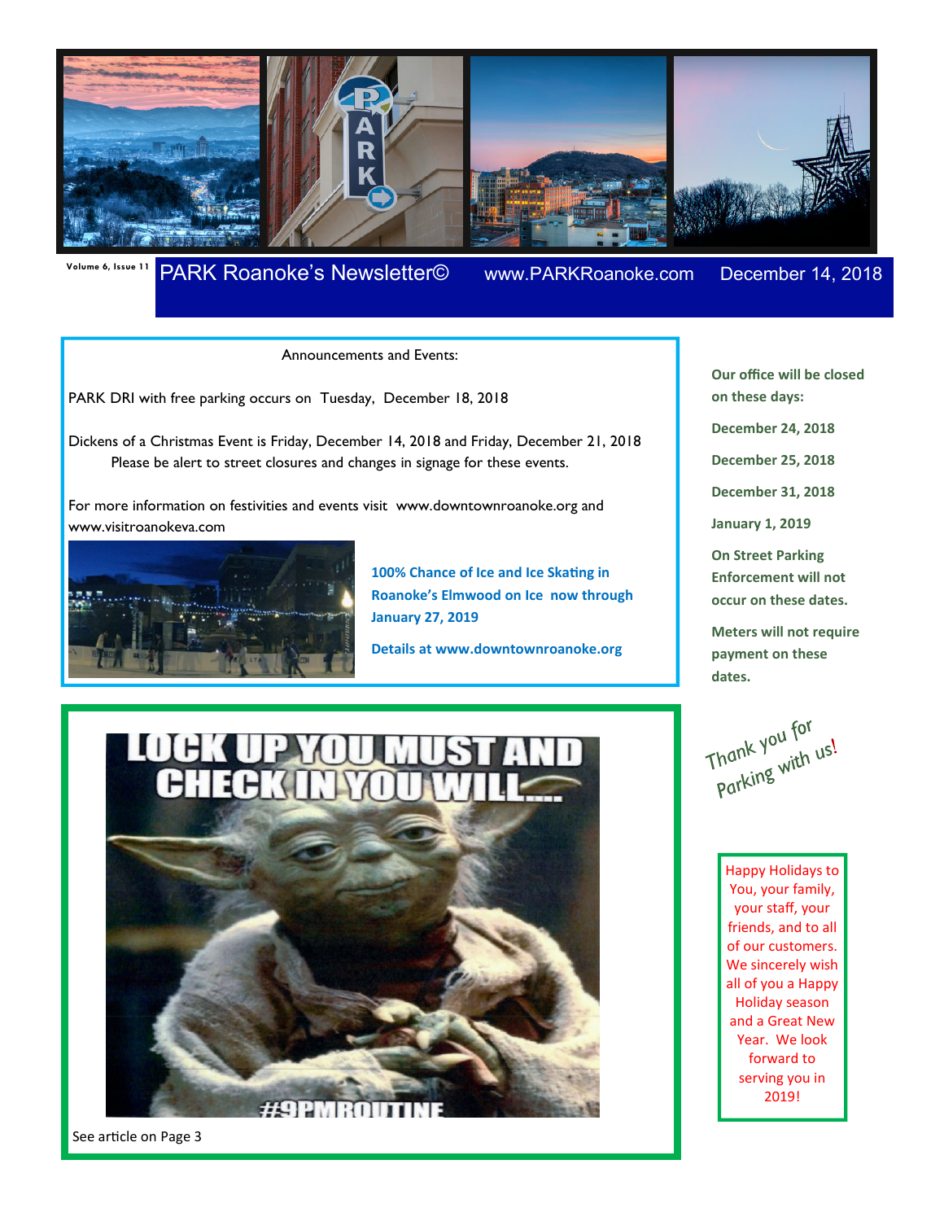# PARK Roanoke's Newsletter©

Volume 6, Issue 11 — www.PARKRoanoke.com — December 14, 2018

Announcements and Events:

PARK DRI with free parking occurs on Tuesday, December 18, 2018

Dickens of a Christmas Event is Friday, December 14, 2018 and Friday, December 21, 2018
Please be alert to street closures and changes in signage for these events.

For more information on festivities and events visit www.downtownroanoke.org and www.visitroanokeva.com

**100% Chance of Ice and Ice Skating in Roanoke's Elmwood on Ice now through January 27, 2019**

**Details at www.downtownroanoke.org**

LOCK UP YOU MUST AND CHECK IN YOU WILL...

#9PMROUTINE

See article on Page 3

**Our office will be closed on these days:**

**December 24, 2018**

**December 25, 2018**

**December 31, 2018**

**January 1, 2019**

**On Street Parking Enforcement will not occur on these dates.**

**Meters will not require payment on these dates.**

*Thank you for Parking with us!*

Happy Holidays to You, your family, your staff, your friends, and to all of our customers. We sincerely wish all of you a Happy Holiday season and a Great New Year. We look forward to serving you in 2019!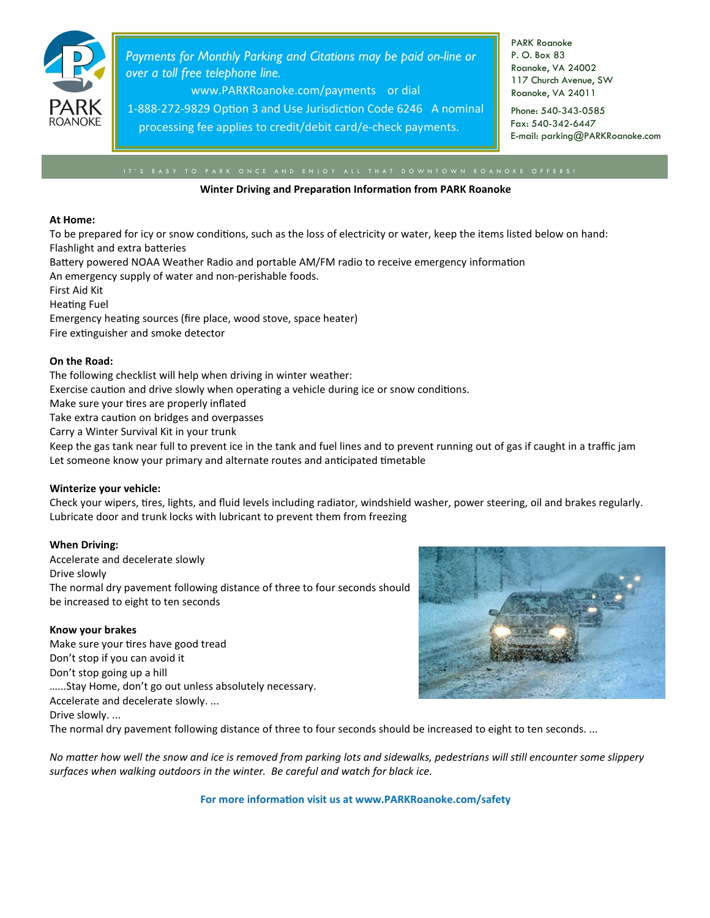PARK ROANOKE

*Payments for Monthly Parking and Citations may be paid on-line or over a toll free telephone line.*

www.PARKRoanoke.com/payments or dial 1-888-272-9829 Option 3 and Use Jurisdiction Code 6246 A nominal processing fee applies to credit/debit card/e-check payments.

PARK Roanoke
P. O. Box 83
Roanoke, VA 24002
117 Church Avenue, SW
Roanoke, VA 24011

Phone: 540-343-0585
Fax: 540-342-6447
E-mail: parking@PARKRoanoke.com

IT'S EASY TO PARK ONCE AND ENJOY ALL THAT DOWNTOWN ROANOKE OFFERS!

**Winter Driving and Preparation Information from PARK Roanoke**

**At Home:**

To be prepared for icy or snow conditions, such as the loss of electricity or water, keep the items listed below on hand:
Flashlight and extra batteries
Battery powered NOAA Weather Radio and portable AM/FM radio to receive emergency information
An emergency supply of water and non-perishable foods.
First Aid Kit
Heating Fuel
Emergency heating sources (fire place, wood stove, space heater)
Fire extinguisher and smoke detector

**On the Road:**

The following checklist will help when driving in winter weather:
Exercise caution and drive slowly when operating a vehicle during ice or snow conditions.
Make sure your tires are properly inflated
Take extra caution on bridges and overpasses
Carry a Winter Survival Kit in your trunk
Keep the gas tank near full to prevent ice in the tank and fuel lines and to prevent running out of gas if caught in a traffic jam
Let someone know your primary and alternate routes and anticipated timetable

**Winterize your vehicle:**

Check your wipers, tires, lights, and fluid levels including radiator, windshield washer, power steering, oil and brakes regularly.
Lubricate door and trunk locks with lubricant to prevent them from freezing

**When Driving:**

Accelerate and decelerate slowly
Drive slowly
The normal dry pavement following distance of three to four seconds should be increased to eight to ten seconds

**Know your brakes**

Make sure your tires have good tread
Don't stop if you can avoid it
Don't stop going up a hill
……Stay Home, don't go out unless absolutely necessary.
Accelerate and decelerate slowly. ...
Drive slowly. ...
The normal dry pavement following distance of three to four seconds should be increased to eight to ten seconds. ...

*No matter how well the snow and ice is removed from parking lots and sidewalks, pedestrians will still encounter some slippery surfaces when walking outdoors in the winter. Be careful and watch for black ice.*

**For more information visit us at www.PARKRoanoke.com/safety**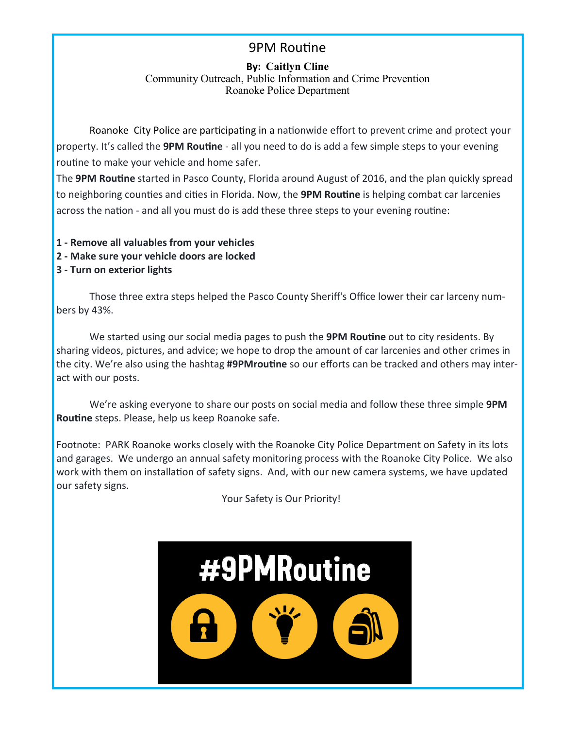# 9PM Routine

**By: Caitlyn Cline**
Community Outreach, Public Information and Crime Prevention
Roanoke Police Department

Roanoke City Police are participating in a nationwide effort to prevent crime and protect your property. It's called the **9PM Routine** - all you need to do is add a few simple steps to your evening routine to make your vehicle and home safer.

The **9PM Routine** started in Pasco County, Florida around August of 2016, and the plan quickly spread to neighboring counties and cities in Florida. Now, the **9PM Routine** is helping combat car larcenies across the nation - and all you must do is add these three steps to your evening routine:

**1 - Remove all valuables from your vehicles**
**2 - Make sure your vehicle doors are locked**
**3 - Turn on exterior lights**

Those three extra steps helped the Pasco County Sheriff's Office lower their car larceny numbers by 43%.

We started using our social media pages to push the **9PM Routine** out to city residents. By sharing videos, pictures, and advice; we hope to drop the amount of car larcenies and other crimes in the city. We're also using the hashtag **#9PMroutine** so our efforts can be tracked and others may interact with our posts.

We're asking everyone to share our posts on social media and follow these three simple **9PM Routine** steps. Please, help us keep Roanoke safe.

Footnote: PARK Roanoke works closely with the Roanoke City Police Department on Safety in its lots and garages. We undergo an annual safety monitoring process with the Roanoke City Police. We also work with them on installation of safety signs. And, with our new camera systems, we have updated our safety signs.

Your Safety is Our Priority!

#9PMRoutine